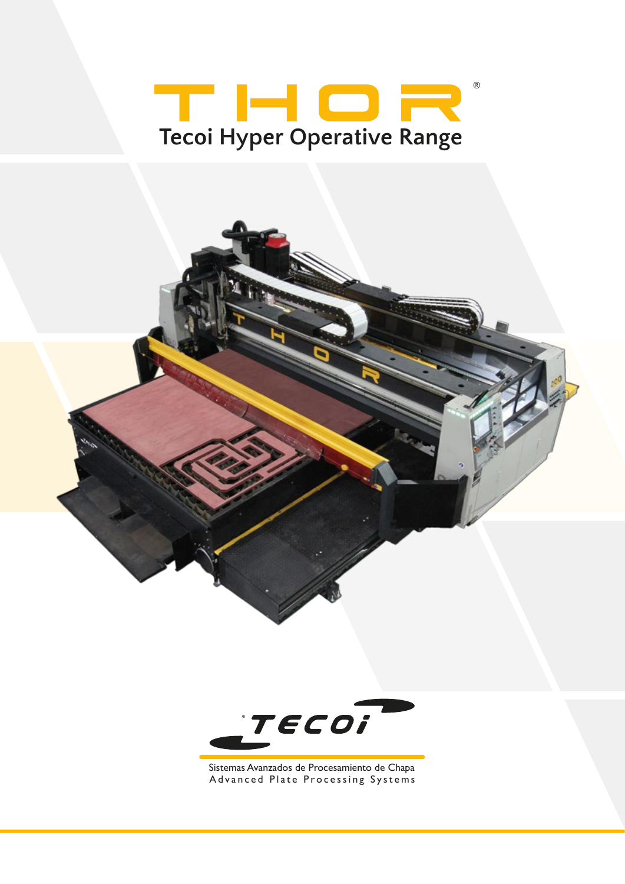# THOR®

## Tecoi Hyper Operative Range

TECOI®

Sistemas Avanzados de Procesamiento de Chapa

Advanced Plate Processing Systems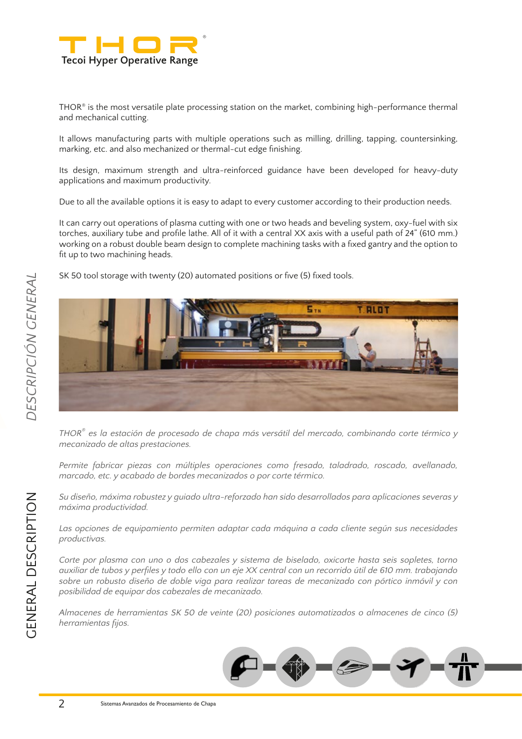# THOR®

**Tecoi Hyper Operative Range**

THOR® is the most versatile plate processing station on the market, combining high-performance thermal and mechanical cutting.

It allows manufacturing parts with multiple operations such as milling, drilling, tapping, countersinking, marking, etc. and also mechanized or thermal-cut edge finishing.

Its design, maximum strength and ultra-reinforced guidance have been developed for heavy-duty applications and maximum productivity.

Due to all the available options it is easy to adapt to every customer according to their production needs.

It can carry out operations of plasma cutting with one or two heads and beveling system, oxy-fuel with six torches, auxiliary tube and profile lathe. All of it with a central XX axis with a useful path of 24" (610 mm.) working on a robust double beam design to complete machining tasks with a fixed gantry and the option to fit up to two machining heads.

SK 50 tool storage with twenty (20) automated positions or five (5) fixed tools.

*THOR® es la estación de procesado de chapa más versátil del mercado, combinando corte térmico y mecanizado de altas prestaciones.*

*Permite fabricar piezas con múltiples operaciones como fresado, taladrado, roscado, avellanado, marcado, etc. y acabado de bordes mecanizados o por corte térmico.*

*Su diseño, máxima robustez y guiado ultra-reforzado han sido desarrollados para aplicaciones severas y máxima productividad.*

*Las opciones de equipamiento permiten adaptar cada máquina a cada cliente según sus necesidades productivas.*

*Corte por plasma con uno o dos cabezales y sistema de biselado, oxicorte hasta seis sopletes, torno auxiliar de tubos y perfiles y todo ello con un eje XX central con un recorrido útil de 610 mm. trabajando sobre un robusto diseño de doble viga para realizar tareas de mecanizado con pórtico inmóvil y con posibilidad de equipar dos cabezales de mecanizado.*

*Almacenes de herramientas SK 50 de veinte (20) posiciones automatizados o almacenes de cinco (5) herramientas fijos.*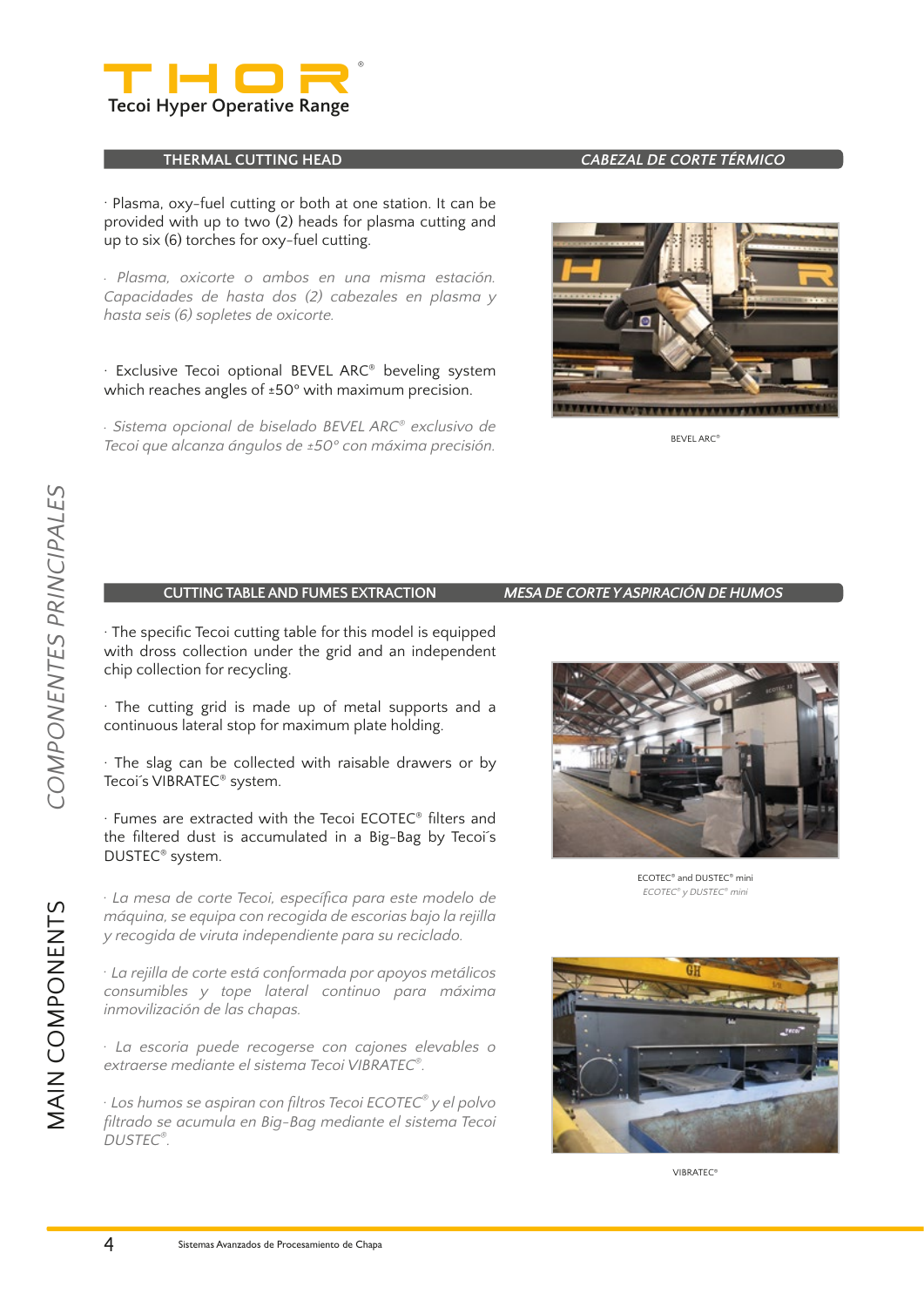# THOR®

Tecoi Hyper Operative Range

## THERMAL CUTTING HEAD — *CABEZAL DE CORTE TÉRMICO*

· Plasma, oxy-fuel cutting or both at one station. It can be provided with up to two (2) heads for plasma cutting and up to six (6) torches for oxy-fuel cutting.

*· Plasma, oxicorte o ambos en una misma estación. Capacidades de hasta dos (2) cabezales en plasma y hasta seis (6) sopletes de oxicorte.*

· Exclusive Tecoi optional BEVEL ARC® beveling system which reaches angles of ±50° with maximum precision.

*· Sistema opcional de biselado BEVEL ARC® exclusivo de Tecoi que alcanza ángulos de ±50° con máxima precisión.*

BEVEL ARC®

## CUTTING TABLE AND FUMES EXTRACTION — *MESA DE CORTE Y ASPIRACIÓN DE HUMOS*

· The specific Tecoi cutting table for this model is equipped with dross collection under the grid and an independent chip collection for recycling.

· The cutting grid is made up of metal supports and a continuous lateral stop for maximum plate holding.

· The slag can be collected with raisable drawers or by Tecoi´s VIBRATEC® system.

· Fumes are extracted with the Tecoi ECOTEC® filters and the filtered dust is accumulated in a Big-Bag by Tecoi´s DUSTEC® system.

*· La mesa de corte Tecoi, específica para este modelo de máquina, se equipa con recogida de escorias bajo la rejilla y recogida de viruta independiente para su reciclado.*

*· La rejilla de corte está conformada por apoyos metálicos consumibles y tope lateral continuo para máxima inmovilización de las chapas.*

*· La escoria puede recogerse con cajones elevables o extraerse mediante el sistema Tecoi VIBRATEC®.*

*· Los humos se aspiran con filtros Tecoi ECOTEC® y el polvo filtrado se acumula en Big-Bag mediante el sistema Tecoi DUSTEC®.*

ECOTEC® and DUSTEC® mini
*ECOTEC® y DUSTEC® mini*

VIBRATEC®

MAIN COMPONENTS — *COMPONENTES PRINCIPALES*

Sistemas Avanzados de Procesamiento de Chapa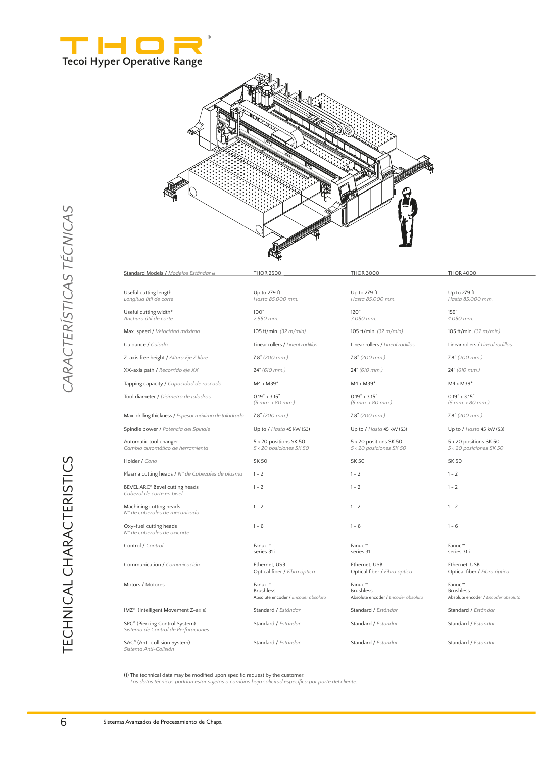# THOR®

## Tecoi Hyper Operative Range

TECHNICAL CHARACTERISTICS

*CARACTERÍSTICAS TÉCNICAS*

| Standard Models / *Modelos Estándar* (1) | THOR 2500 | THOR 3000 | THOR 4000 |
|---|---|---|---|
| Useful cutting length<br>*Longitud útil de corte* | Up to 279 ft<br>*Hasta 85.000 mm.* | Up to 279 ft<br>*Hasta 85.000 mm.* | Up to 279 ft<br>*Hasta 85.000 mm.* |
| Useful cutting width*<br>*Anchura útil de corte* | 100"<br>*2.550 mm.* | 120"<br>*3.050 mm.* | 159"<br>*4.050 mm.* |
| Max. speed / *Velocidad máxima* | 105 ft/min. *(32 m/min)* | 105 ft/min. *(32 m/min)* | 105 ft/min. *(32 m/min)* |
| Guidance / *Guiado* | Linear rollers / *Lineal rodillos* | Linear rollers / *Lineal rodillos* | Linear rollers / *Lineal rodillos* |
| Z-axis free height / *Altura Eje Z libre* | 7.8" *(200 mm.)* | 7.8" *(200 mm.)* | 7.8" *(200 mm.)* |
| XX-axis path / *Recorrido eje XX* | 24" *(610 mm.)* | 24" *(610 mm.)* | 24" *(610 mm.)* |
| Tapping capacity / *Capacidad de roscado* | M4 < M39* | M4 < M39* | M4 < M39* |
| Tool diameter / *Diámetro de taladros* | 0.19" < 3.15"<br>*(5 mm. < 80 mm.)* | 0.19" < 3.15"<br>*(5 mm. < 80 mm.)* | 0.19" < 3.15"<br>*(5 mm. < 80 mm.)* |
| Max. drilling thickness / *Espesor máximo de taladrado* | 7.8" *(200 mm.)* | 7.8" *(200 mm.)* | 7.8" *(200 mm.)* |
| Spindle power / *Potencia del Spindle* | Up to / *Hasta* 45 kW (S3) | Up to / *Hasta* 45 kW (S3) | Up to / *Hasta* 45 kW (S3) |
| Automatic tool changer<br>*Cambio automático de herramienta* | 5 < 20 positions SK 50<br>*5 < 20 posiciones SK 50* | 5 < 20 positions SK 50<br>*5 < 20 posiciones SK 50* | 5 < 20 positions SK 50<br>*5 < 20 posiciones SK 50* |
| Holder / *Cono* | SK 50 | SK 50 | SK 50 |
| Plasma cutting heads / *Nº de Cabezales de plasma* | 1 - 2 | 1 - 2 | 1 - 2 |
| BEVEL ARC® Bevel cutting heads<br>*Cabezal de corte en bisel* | 1 - 2 | 1 - 2 | 1 - 2 |
| Machining cutting heads<br>*Nº de cabezales de mecanizado* | 1 - 2 | 1 - 2 | 1 - 2 |
| Oxy-fuel cutting heads<br>*Nº de cabezales de oxicorte* | 1 - 6 | 1 - 6 | 1 - 6 |
| Control / *Control* | Fanuc™<br>series 31 i | Fanuc™<br>series 31 i | Fanuc™<br>series 31 i |
| Communication / *Comunicación* | Ethernet, USB<br>Optical fiber / *Fibra óptica* | Ethernet, USB<br>Optical fiber / *Fibra óptica* | Ethernet, USB<br>Optical fiber / *Fibra óptica* |
| Motors / *Motores* | Fanuc™<br>Brushless<br>Absolute encoder / *Encoder absoluto* | Fanuc™<br>Brushless<br>Absolute encoder / *Encoder absoluto* | Fanuc™<br>Brushless<br>Absolute encoder / *Encoder absoluto* |
| IMZ® (Intelligent Movement Z-axis) | Standard / *Estándar* | Standard / *Estándar* | Standard / *Estándar* |
| SPC® (Piercing Control System)<br>*Sistema de Control de Perforaciones* | Standard / *Estándar* | Standard / *Estándar* | Standard / *Estándar* |
| SAC® (Anti-collision System)<br>*Sistema Anti-Colisión* | Standard / *Estándar* | Standard / *Estándar* | Standard / *Estándar* |

(1) The technical data may be modified upon specific request by the customer.
*Los datos técnicos podrían estar sujetos a cambios bajo solicitud específica por parte del cliente.*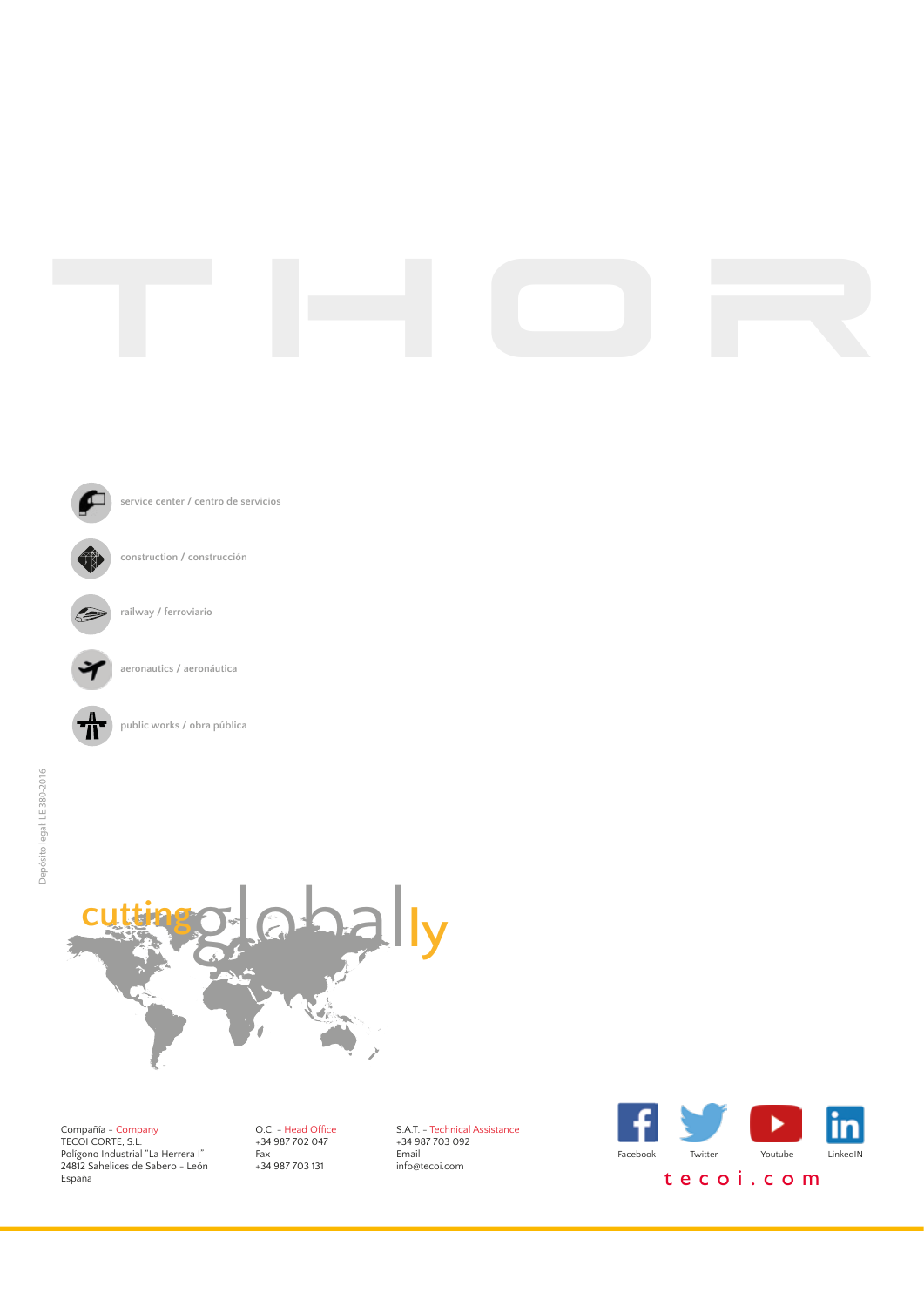# THOR

service center / centro de servicios

construction / construcción

railway / ferroviario

aeronautics / aeronáutica

public works / obra pública

Depósito legal: LE 380-2016

cutting globally

Compañía - Company
TECOI CORTE, S.L.
Polígono Industrial "La Herrera I"
24812 Sahelices de Sabero - León
España

O.C. - Head Office
+34 987 702 047
Fax
+34 987 703 131

S.A.T. - Technical Assistance
+34 987 703 092
Email
info@tecoi.com

Facebook Twitter Youtube LinkedIN

tecoi.com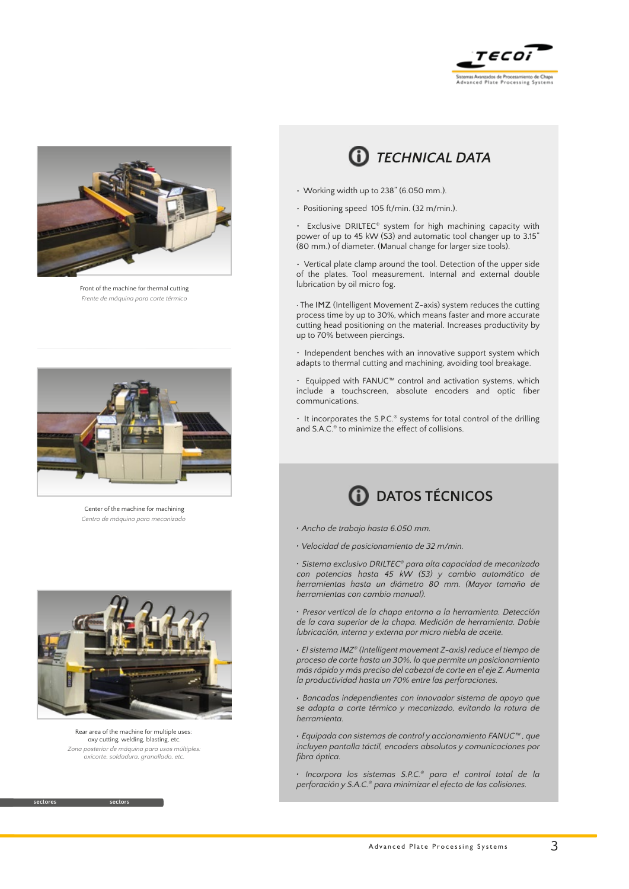Front of the machine for thermal cutting

*Frente de máquina para corte térmico*

Center of the machine for machining

*Centro de máquina para mecanizado*

Rear area of the machine for multiple uses: oxy cutting, welding, blasting, etc.

*Zona posterior de máquina para usos múltiples: oxicorte, soldadura, granallado, etc.*

## TECHNICAL DATA

- Working width up to 238" (6.050 mm.).
- Positioning speed 105 ft/min. (32 m/min.).
- Exclusive DRILTEC® system for high machining capacity with power of up to 45 kW (S3) and automatic tool changer up to 3.15" (80 mm.) of diameter. (Manual change for larger size tools).
- Vertical plate clamp around the tool. Detection of the upper side of the plates. Tool measurement. Internal and external double lubrication by oil micro fog.
- The **IMZ** (Intelligent Movement Z-axis) system reduces the cutting process time by up to 30%, which means faster and more accurate cutting head positioning on the material. Increases productivity by up to 70% between piercings.
- Independent benches with an innovative support system which adapts to thermal cutting and machining, avoiding tool breakage.
- Equipped with FANUC™ control and activation systems, which include a touchscreen, absolute encoders and optic fiber communications.
- It incorporates the S.P.C.® systems for total control of the drilling and S.A.C.® to minimize the effect of collisions.

## DATOS TÉCNICOS

- *Ancho de trabajo hasta 6.050 mm.*
- *Velocidad de posicionamiento de 32 m/min.*
- *Sistema exclusivo DRILTEC® para alta capacidad de mecanizado con potencias hasta 45 kW (S3) y cambio automático de herramientas hasta un diámetro 80 mm. (Mayor tamaño de herramientas con cambio manual).*
- *Presor vertical de la chapa entorno a la herramienta. Detección de la cara superior de la chapa. Medición de herramienta. Doble lubricación, interna y externa por micro niebla de aceite.*
- *El sistema IMZ® (Intelligent movement Z-axis) reduce el tiempo de proceso de corte hasta un 30%, lo que permite un posicionamiento más rápido y más preciso del cabezal de corte en el eje Z. Aumenta la productividad hasta un 70% entre las perforaciones.*
- *Bancadas independientes con innovador sistema de apoyo que se adapta a corte térmico y mecanizado, evitando la rotura de herramienta.*
- *Equipada con sistemas de control y accionamiento FANUC™, que incluyen pantalla táctil, encoders absolutos y comunicaciones por fibra óptica.*
- *Incorpora los sistemas S.P.C.® para el control total de la perforación y S.A.C.® para minimizar el efecto de las colisiones.*

sectores sectors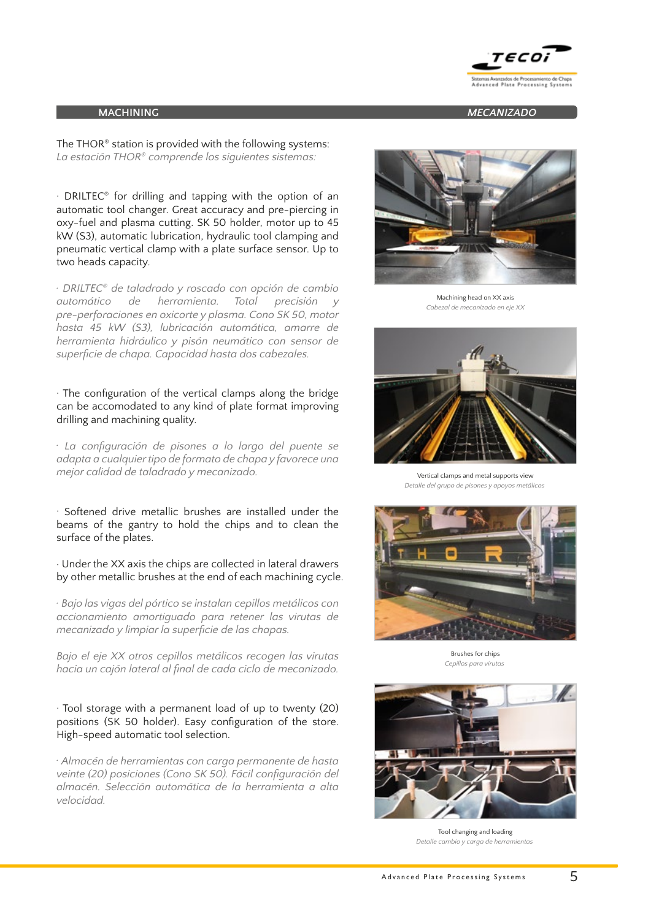## MACHINING — *MECANIZADO*

The THOR® station is provided with the following systems:
*La estación THOR® comprende los siguientes sistemas:*

· DRILTEC® for drilling and tapping with the option of an automatic tool changer. Great accuracy and pre-piercing in oxy-fuel and plasma cutting. SK 50 holder, motor up to 45 kW (S3), automatic lubrication, hydraulic tool clamping and pneumatic vertical clamp with a plate surface sensor. Up to two heads capacity.

*· DRILTEC® de taladrado y roscado con opción de cambio automático de herramienta. Total precisión y pre-perforaciones en oxicorte y plasma. Cono SK 50, motor hasta 45 kW (S3), lubricación automática, amarre de herramienta hidráulico y pisón neumático con sensor de superficie de chapa. Capacidad hasta dos cabezales.*

· The configuration of the vertical clamps along the bridge can be accomodated to any kind of plate format improving drilling and machining quality.

*· La configuración de pisones a lo largo del puente se adapta a cualquier tipo de formato de chapa y favorece una mejor calidad de taladrado y mecanizado.*

· Softened drive metallic brushes are installed under the beams of the gantry to hold the chips and to clean the surface of the plates.

· Under the XX axis the chips are collected in lateral drawers by other metallic brushes at the end of each machining cycle.

*· Bajo las vigas del pórtico se instalan cepillos metálicos con accionamiento amortiguado para retener las virutas de mecanizado y limpiar la superficie de las chapas.*

*Bajo el eje XX otros cepillos metálicos recogen las virutas hacia un cajón lateral al final de cada ciclo de mecanizado.*

· Tool storage with a permanent load of up to twenty (20) positions (SK 50 holder). Easy configuration of the store. High-speed automatic tool selection.

*· Almacén de herramientas con carga permanente de hasta veinte (20) posiciones (Cono SK 50). Fácil configuración del almacén. Selección automática de la herramienta a alta velocidad.*

Machining head on XX axis
*Cabezal de mecanizado en eje XX*

Vertical clamps and metal supports view
*Detalle del grupo de pisones y apoyos metálicos*

Brushes for chips
*Cepillos para virutas*

Tool changing and loading
*Detalle cambio y carga de herramientas*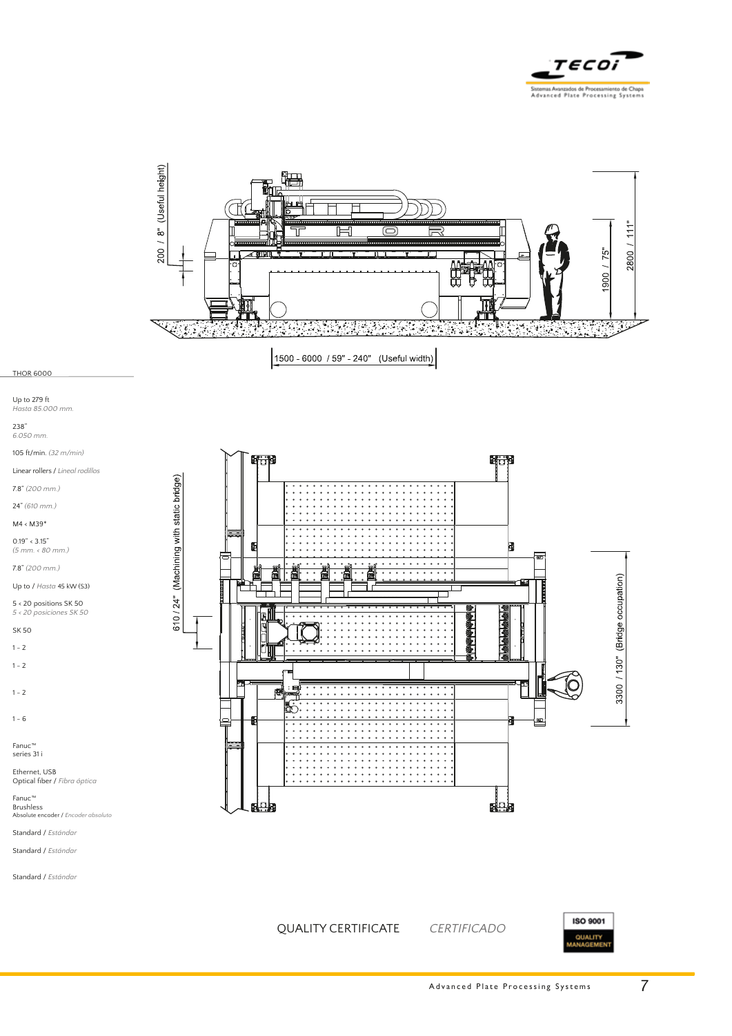TECOI

Sistemas Avanzados de Procesamiento de Chapa
Advanced Plate Processing Systems

200 / 8" (Useful height)

1900 / 75"

2800 / 111"

1500 - 6000 / 59" - 240" (Useful width)

610 / 24" (Machining with static bridge)

3300 / 130" (Bridge occupation)

THOR 6000

Up to 279 ft
*Hasta 85.000 mm.*

238"
*6.050 mm.*

105 ft/min. *(32 m/min)*

Linear rollers / *Lineal rodillos*

7.8" *(200 mm.)*

24" *(610 mm.)*

M4 < M39*

0.19" < 3.15"
*(5 mm. < 80 mm.)*

7.8" *(200 mm.)*

Up to / *Hasta* 45 kW (S3)

5 < 20 positions SK 50
*5 < 20 posiciones SK 50*

SK 50

1 - 2

1 - 2

1 - 2

1 - 6

Fanuc™
series 31 i

Ethernet, USB
Optical fiber / *Fibra óptica*

Fanuc™
Brushless
Absolute encoder / *Encoder absoluto*

Standard / *Estándar*

Standard / *Estándar*

Standard / *Estándar*

QUALITY CERTIFICATE *CERTIFICADO*

ISO 9001
QUALITY MANAGEMENT